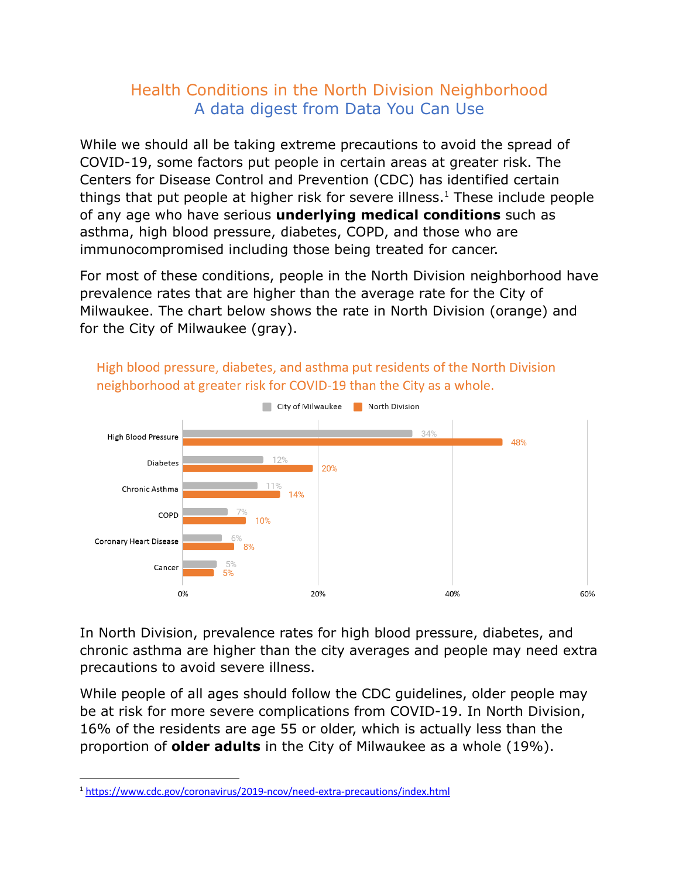# Health Conditions in the North Division Neighborhood

## A data digest from Data You Can Use

While we should all be taking extreme precautions to avoid the spread of COVID-19, some factors put people in certain areas at greater risk. The Centers for Disease Control and Prevention (CDC) has identified certain things that put people at higher risk for severe illness.[1] These include people of any age who have serious **underlying medical conditions** such as asthma, high blood pressure, diabetes, COPD, and those who are immunocompromised including those being treated for cancer.

For most of these conditions, people in the North Division neighborhood have prevalence rates that are higher than the average rate for the City of Milwaukee. The chart below shows the rate in North Division (orange) and for the City of Milwaukee (gray).

High blood pressure, diabetes, and asthma put residents of the North Division neighborhood at greater risk for COVID-19 than the City as a whole.

| Condition | City of Milwaukee | North Division |
|---|---|---|
| High Blood Pressure | 34% | 48% |
| Diabetes | 12% | 20% |
| Chronic Asthma | 11% | 14% |
| COPD | 7% | 10% |
| Coronary Heart Disease | 6% | 8% |
| Cancer | 5% | 5% |

In North Division, prevalence rates for high blood pressure, diabetes, and chronic asthma are higher than the city averages and people may need extra precautions to avoid severe illness.

While people of all ages should follow the CDC guidelines, older people may be at risk for more severe complications from COVID-19. In North Division, 16% of the residents are age 55 or older, which is actually less than the proportion of **older adults** in the City of Milwaukee as a whole (19%).

[1] https://www.cdc.gov/coronavirus/2019-ncov/need-extra-precautions/index.html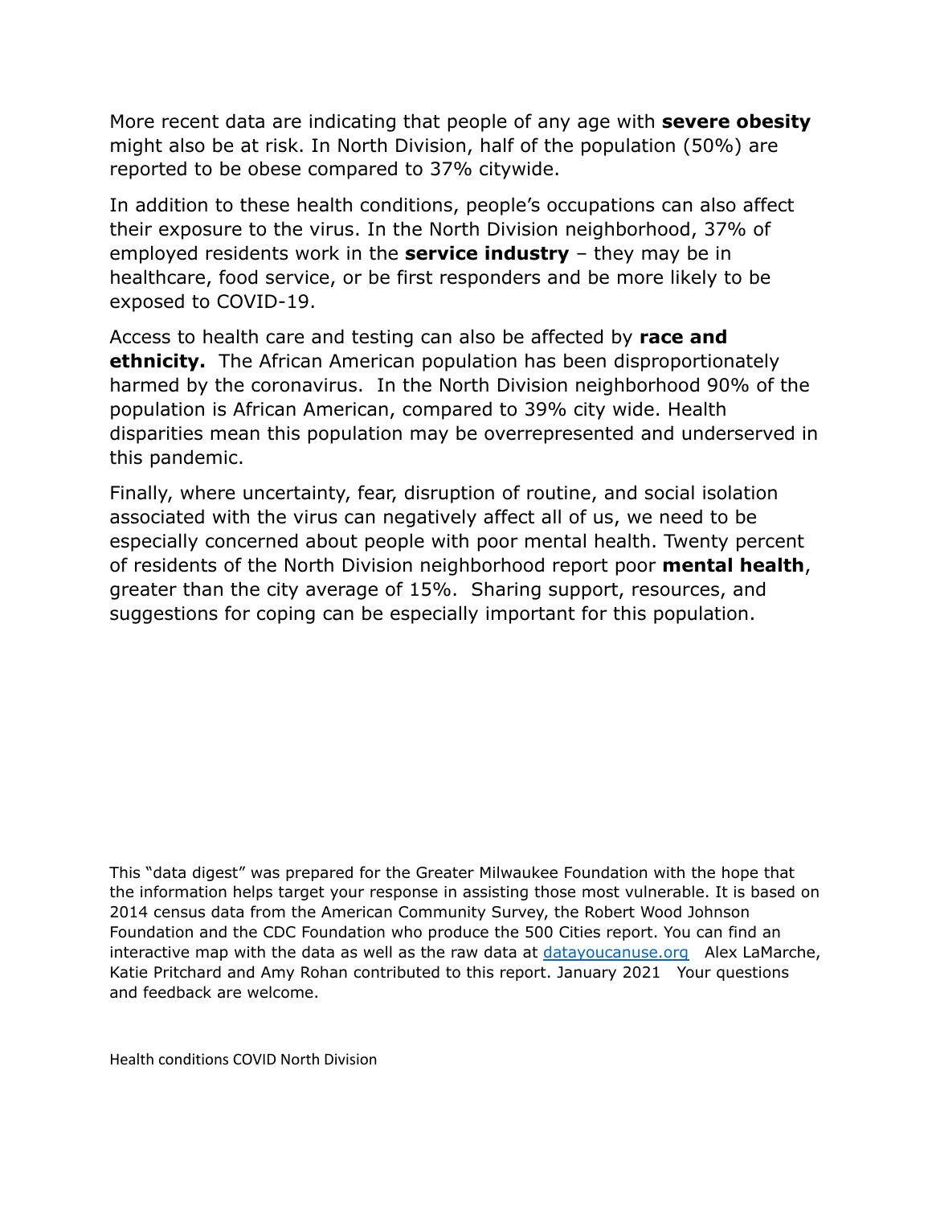More recent data are indicating that people of any age with **severe obesity** might also be at risk. In North Division, half of the population (50%) are reported to be obese compared to 37% citywide.

In addition to these health conditions, people's occupations can also affect their exposure to the virus. In the North Division neighborhood, 37% of employed residents work in the **service industry** – they may be in healthcare, food service, or be first responders and be more likely to be exposed to COVID-19.

Access to health care and testing can also be affected by **race and ethnicity.** The African American population has been disproportionately harmed by the coronavirus. In the North Division neighborhood 90% of the population is African American, compared to 39% city wide. Health disparities mean this population may be overrepresented and underserved in this pandemic.

Finally, where uncertainty, fear, disruption of routine, and social isolation associated with the virus can negatively affect all of us, we need to be especially concerned about people with poor mental health. Twenty percent of residents of the North Division neighborhood report poor **mental health**, greater than the city average of 15%. Sharing support, resources, and suggestions for coping can be especially important for this population.

This "data digest" was prepared for the Greater Milwaukee Foundation with the hope that the information helps target your response in assisting those most vulnerable. It is based on 2014 census data from the American Community Survey, the Robert Wood Johnson Foundation and the CDC Foundation who produce the 500 Cities report. You can find an interactive map with the data as well as the raw data at [datayoucanuse.org](datayoucanuse.org) Alex LaMarche, Katie Pritchard and Amy Rohan contributed to this report. January 2021 Your questions and feedback are welcome.